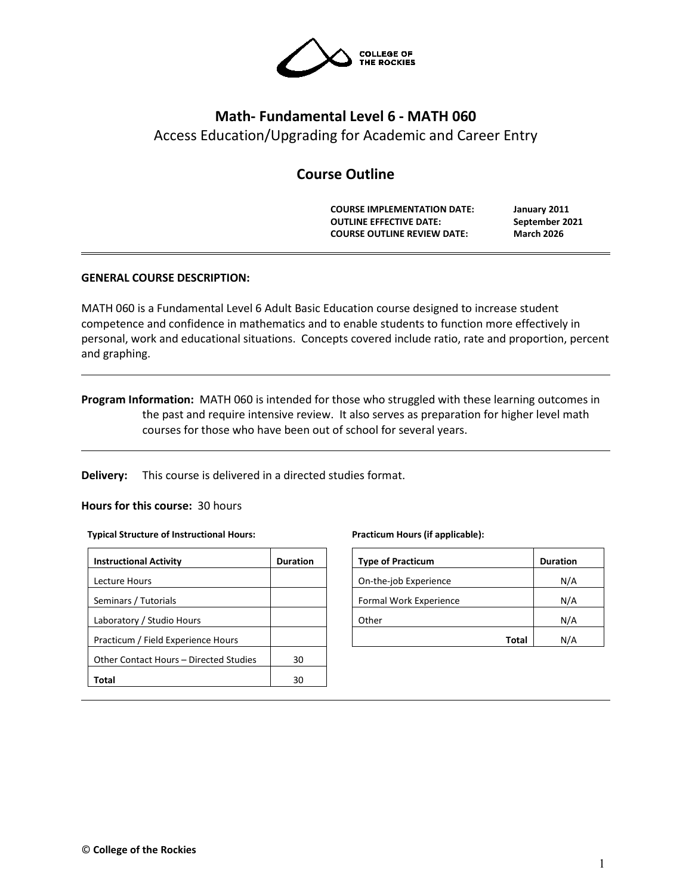# Math- Fundamental Level 6 - MATH 060

Access Education/Upgrading for Academic and Career Entry

## Course Outline

**COURSE IMPLEMENTATION DATE:** **January 2011**
**OUTLINE EFFECTIVE DATE:** **September 2021**
**COURSE OUTLINE REVIEW DATE:** **March 2026**

---

**GENERAL COURSE DESCRIPTION:**

MATH 060 is a Fundamental Level 6 Adult Basic Education course designed to increase student competence and confidence in mathematics and to enable students to function more effectively in personal, work and educational situations. Concepts covered include ratio, rate and proportion, percent and graphing.

---

**Program Information:** MATH 060 is intended for those who struggled with these learning outcomes in the past and require intensive review. It also serves as preparation for higher level math courses for those who have been out of school for several years.

---

**Delivery:** This course is delivered in a directed studies format.

**Hours for this course:** 30 hours

**Typical Structure of Instructional Hours:**

| Instructional Activity | Duration |
|---|---|
| Lecture Hours | |
| Seminars / Tutorials | |
| Laboratory / Studio Hours | |
| Practicum / Field Experience Hours | |
| Other Contact Hours – Directed Studies | 30 |
| **Total** | 30 |

**Practicum Hours (if applicable):**

| Type of Practicum | Duration |
|---|---|
| On-the-job Experience | N/A |
| Formal Work Experience | N/A |
| Other | N/A |
| **Total** | N/A |

---

© **College of the Rockies**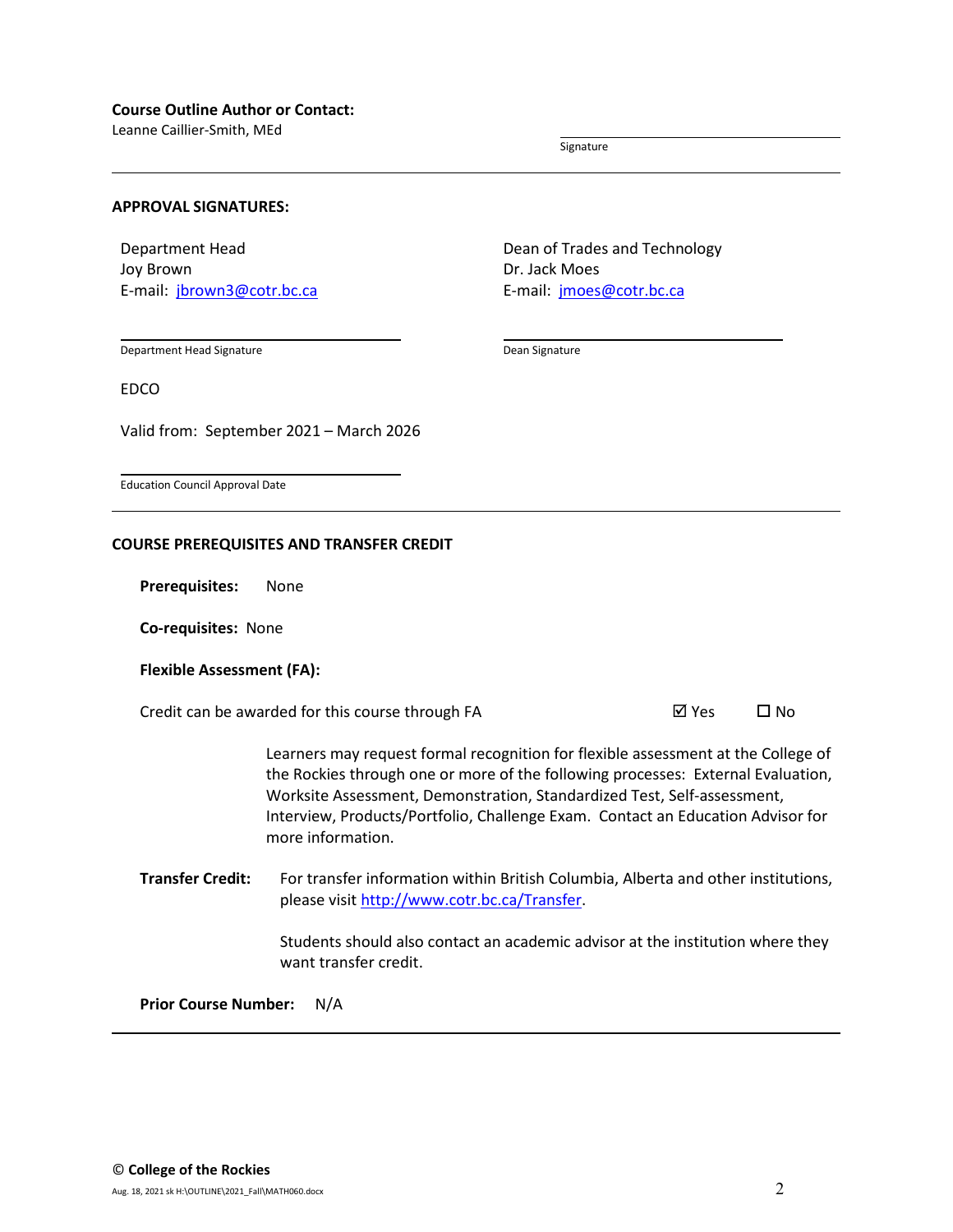**Course Outline Author or Contact:**
Leanne Caillier-Smith, MEd

Signature

---

**APPROVAL SIGNATURES:**

Department Head
Joy Brown
E-mail: jbrown3@cotr.bc.ca

Department Head Signature

Dean of Trades and Technology
Dr. Jack Moes
E-mail: jmoes@cotr.bc.ca

Dean Signature

EDCO

Valid from: September 2021 – March 2026

Education Council Approval Date

---

**COURSE PREREQUISITES AND TRANSFER CREDIT**

**Prerequisites:** None

**Co-requisites:** None

**Flexible Assessment (FA):**

Credit can be awarded for this course through FA ☑ Yes ☐ No

Learners may request formal recognition for flexible assessment at the College of the Rockies through one or more of the following processes: External Evaluation, Worksite Assessment, Demonstration, Standardized Test, Self-assessment, Interview, Products/Portfolio, Challenge Exam. Contact an Education Advisor for more information.

**Transfer Credit:** For transfer information within British Columbia, Alberta and other institutions, please visit http://www.cotr.bc.ca/Transfer.

Students should also contact an academic advisor at the institution where they want transfer credit.

**Prior Course Number:** N/A

---

© **College of the Rockies**

Aug. 18, 2021 sk H:\OUTLINE\2021_Fall\MATH060.docx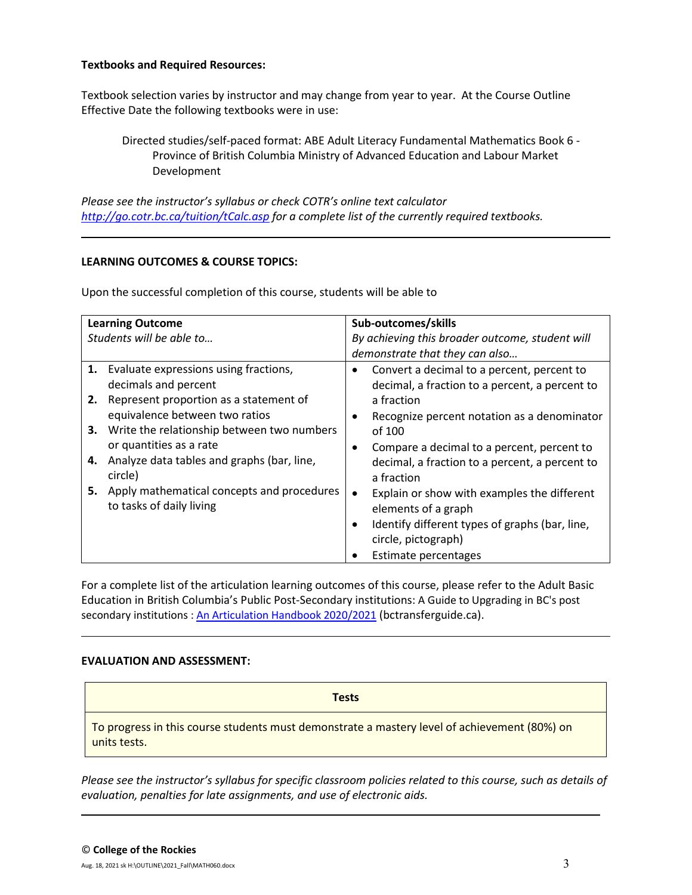**Textbooks and Required Resources:**

Textbook selection varies by instructor and may change from year to year. At the Course Outline Effective Date the following textbooks were in use:

> Directed studies/self-paced format: ABE Adult Literacy Fundamental Mathematics Book 6 - Province of British Columbia Ministry of Advanced Education and Labour Market Development

*Please see the instructor's syllabus or check COTR's online text calculator [http://go.cotr.bc.ca/tuition/tCalc.asp](http://go.cotr.bc.ca/tuition/tCalc.asp) for a complete list of the currently required textbooks.*

---

**LEARNING OUTCOMES & COURSE TOPICS:**

Upon the successful completion of this course, students will be able to

| **Learning Outcome**<br>*Students will be able to…* | **Sub-outcomes/skills**<br>*By achieving this broader outcome, student will demonstrate that they can also…* |
|---|---|
| **1.** Evaluate expressions using fractions, decimals and percent<br>**2.** Represent proportion as a statement of equivalence between two ratios<br>**3.** Write the relationship between two numbers or quantities as a rate<br>**4.** Analyze data tables and graphs (bar, line, circle)<br>**5.** Apply mathematical concepts and procedures to tasks of daily living | • Convert a decimal to a percent, percent to decimal, a fraction to a percent, a percent to a fraction<br>• Recognize percent notation as a denominator of 100<br>• Compare a decimal to a percent, percent to decimal, a fraction to a percent, a percent to a fraction<br>• Explain or show with examples the different elements of a graph<br>• Identify different types of graphs (bar, line, circle, pictograph)<br>• Estimate percentages |

For a complete list of the articulation learning outcomes of this course, please refer to the Adult Basic Education in British Columbia's Public Post-Secondary institutions: A Guide to Upgrading in BC's post secondary institutions : [An Articulation Handbook 2020/2021](bctransferguide.ca) (bctransferguide.ca).

---

**EVALUATION AND ASSESSMENT:**

| **Tests** |
|---|
| To progress in this course students must demonstrate a mastery level of achievement (80%) on units tests. |

*Please see the instructor's syllabus for specific classroom policies related to this course, such as details of evaluation, penalties for late assignments, and use of electronic aids.*

---

**© College of the Rockies**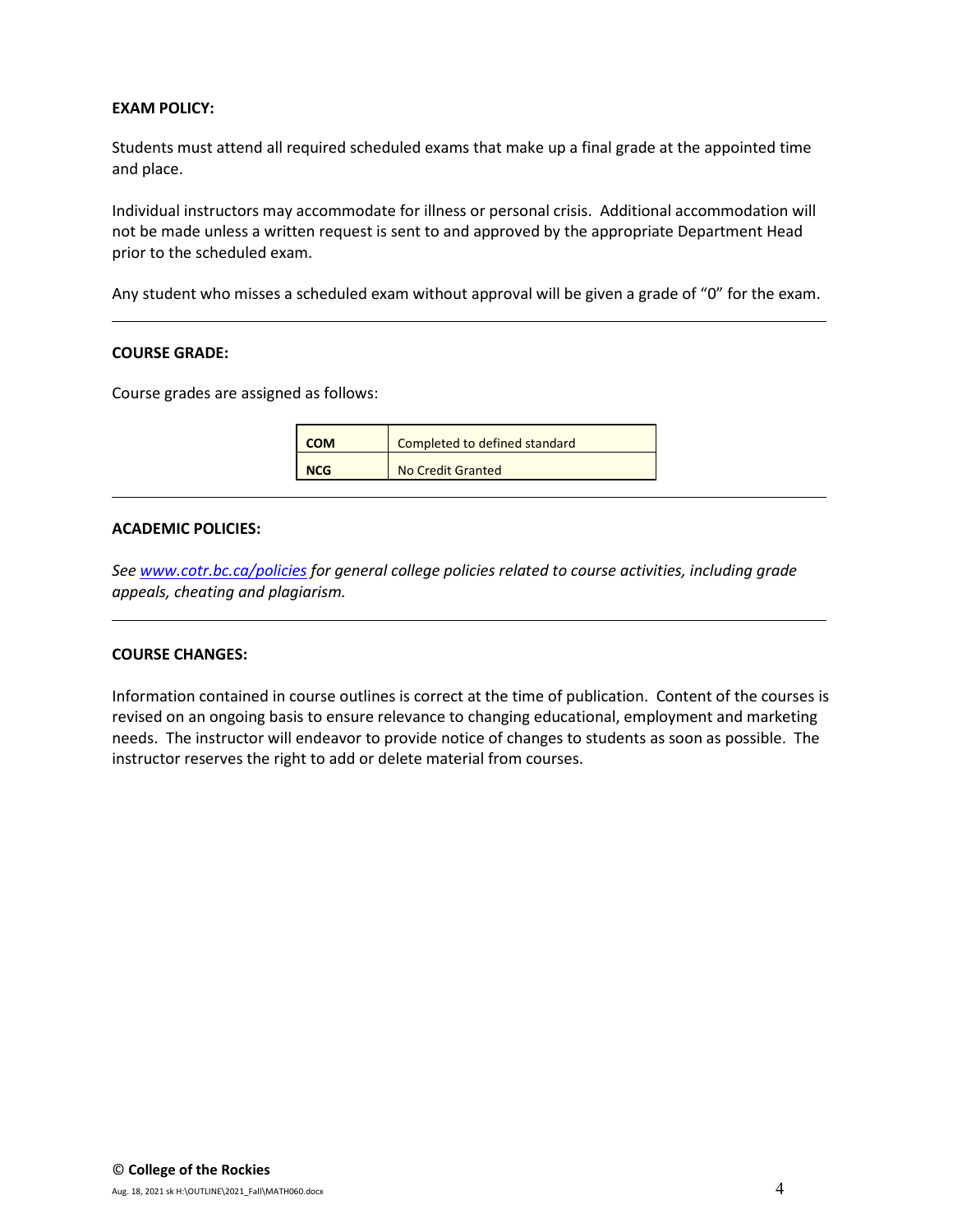**EXAM POLICY:**

Students must attend all required scheduled exams that make up a final grade at the appointed time and place.

Individual instructors may accommodate for illness or personal crisis. Additional accommodation will not be made unless a written request is sent to and approved by the appropriate Department Head prior to the scheduled exam.

Any student who misses a scheduled exam without approval will be given a grade of "0" for the exam.

---

**COURSE GRADE:**

Course grades are assigned as follows:

| | |
|---|---|
| **COM** | Completed to defined standard |
| **NCG** | No Credit Granted |

---

**ACADEMIC POLICIES:**

*See [www.cotr.bc.ca/policies](http://www.cotr.bc.ca/policies) for general college policies related to course activities, including grade appeals, cheating and plagiarism.*

---

**COURSE CHANGES:**

Information contained in course outlines is correct at the time of publication. Content of the courses is revised on an ongoing basis to ensure relevance to changing educational, employment and marketing needs. The instructor will endeavor to provide notice of changes to students as soon as possible. The instructor reserves the right to add or delete material from courses.